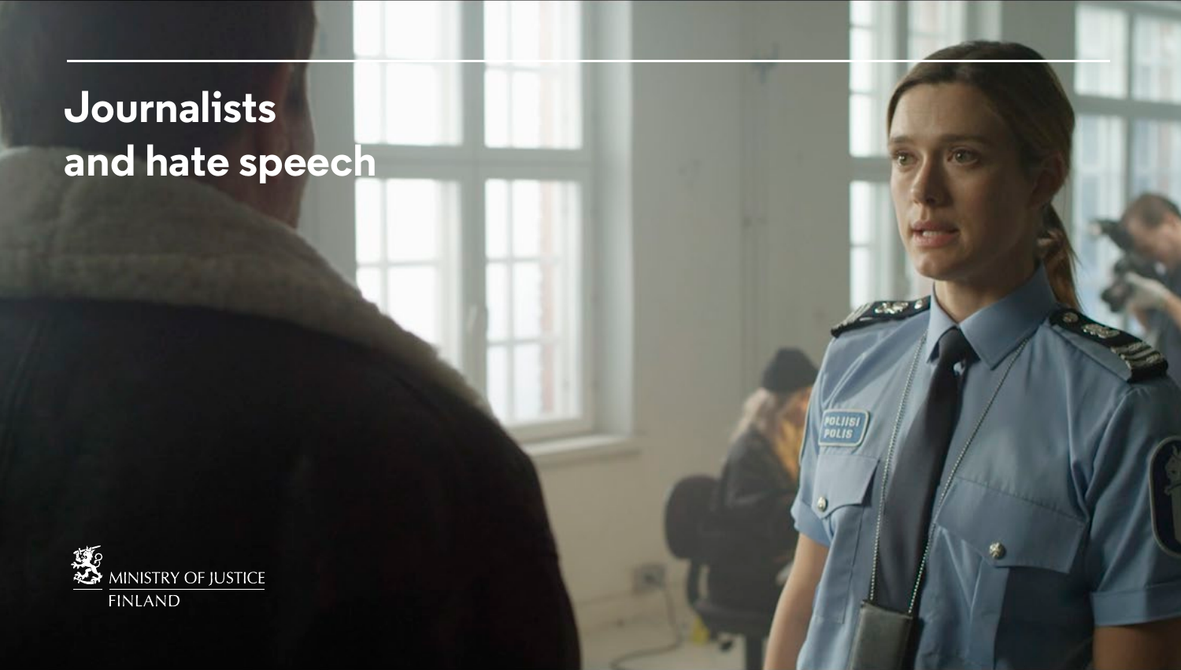# Journalists and hate speech

MINISTRY OF JUSTICE
FINLAND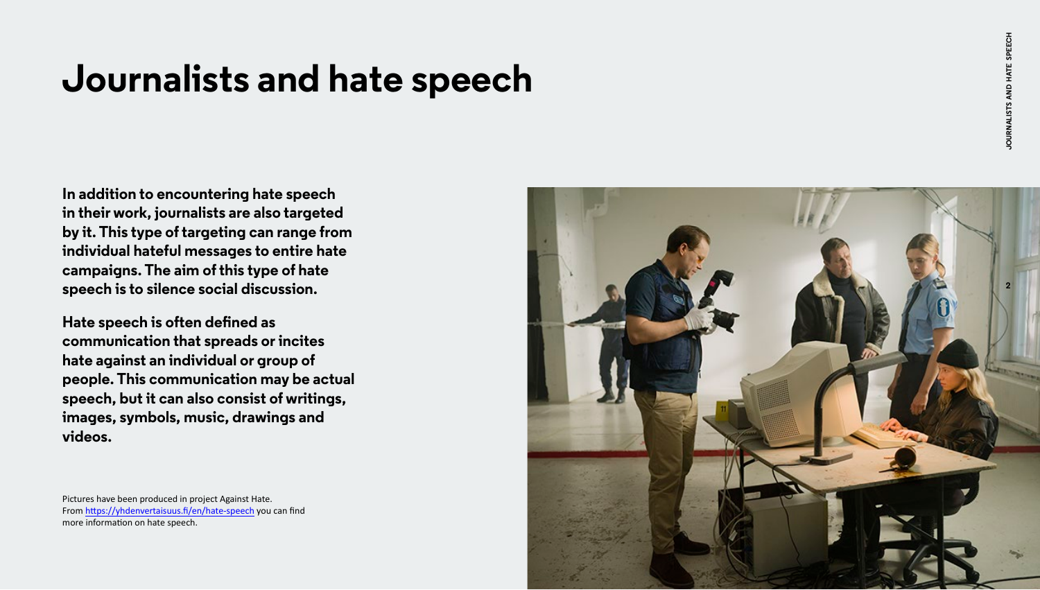# Journalists and hate speech

**In addition to encountering hate speech in their work, journalists are also targeted by it. This type of targeting can range from individual hateful messages to entire hate campaigns. The aim of this type of hate speech is to silence social discussion.**

**Hate speech is often defined as communication that spreads or incites hate against an individual or group of people. This communication may be actual speech, but it can also consist of writings, images, symbols, music, drawings and videos.**

Pictures have been produced in project Against Hate. From [https://yhdenvertaisuus.fi/en/hate-speech](https://yhdenvertaisuus.fi/en/hate-speech) you can find more information on hate speech.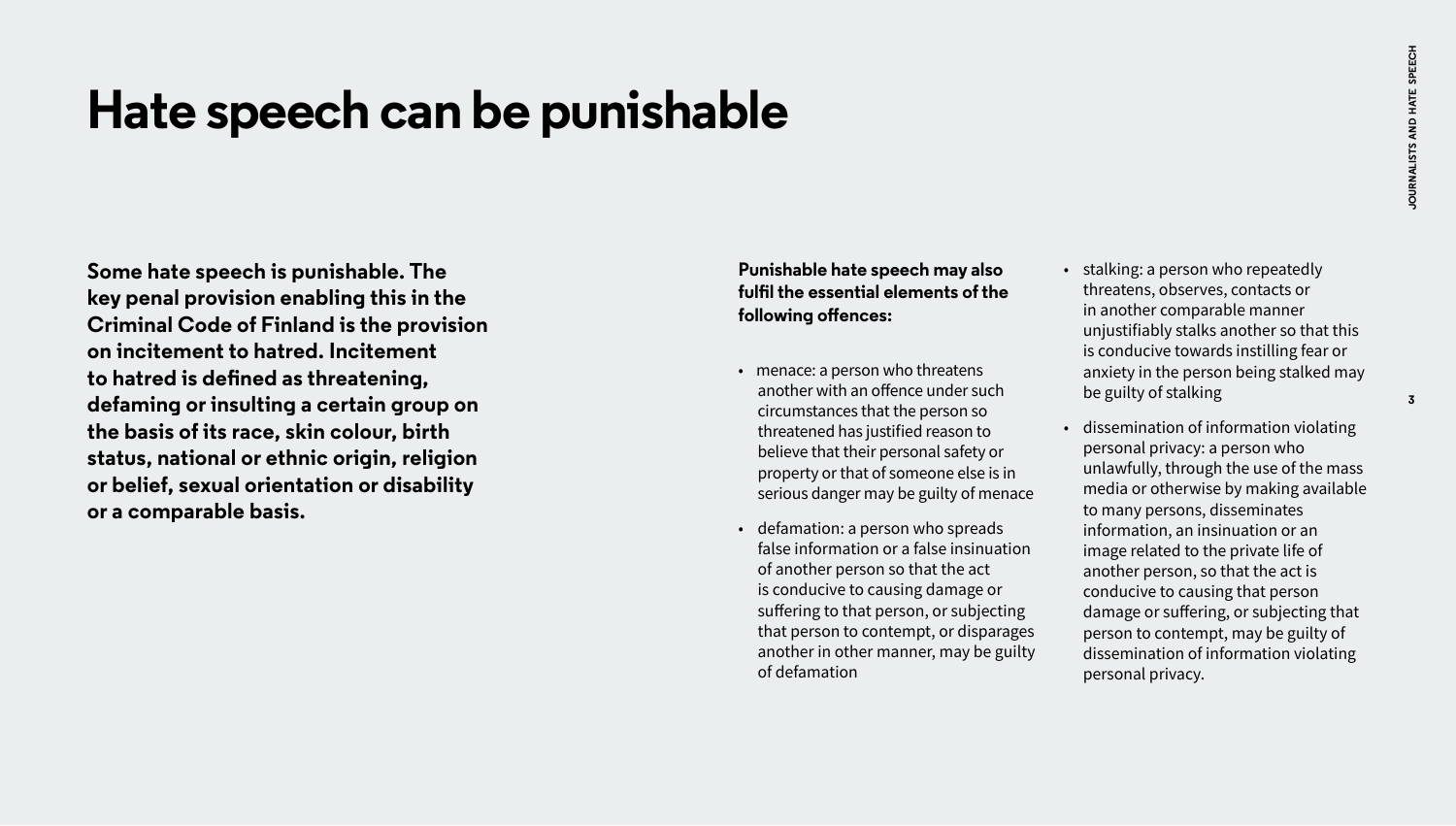# Hate speech can be punishable

**Some hate speech is punishable. The key penal provision enabling this in the Criminal Code of Finland is the provision on incitement to hatred. Incitement to hatred is defined as threatening, defaming or insulting a certain group on the basis of its race, skin colour, birth status, national or ethnic origin, religion or belief, sexual orientation or disability or a comparable basis.**

**Punishable hate speech may also fulfil the essential elements of the following offences:**

- menace: a person who threatens another with an offence under such circumstances that the person so threatened has justified reason to believe that their personal safety or property or that of someone else is in serious danger may be guilty of menace
- defamation: a person who spreads false information or a false insinuation of another person so that the act is conducive to causing damage or suffering to that person, or subjecting that person to contempt, or disparages another in other manner, may be guilty of defamation
- stalking: a person who repeatedly threatens, observes, contacts or in another comparable manner unjustifiably stalks another so that this is conducive towards instilling fear or anxiety in the person being stalked may be guilty of stalking
- dissemination of information violating personal privacy: a person who unlawfully, through the use of the mass media or otherwise by making available to many persons, disseminates information, an insinuation or an image related to the private life of another person, so that the act is conducive to causing that person damage or suffering, or subjecting that person to contempt, may be guilty of dissemination of information violating personal privacy.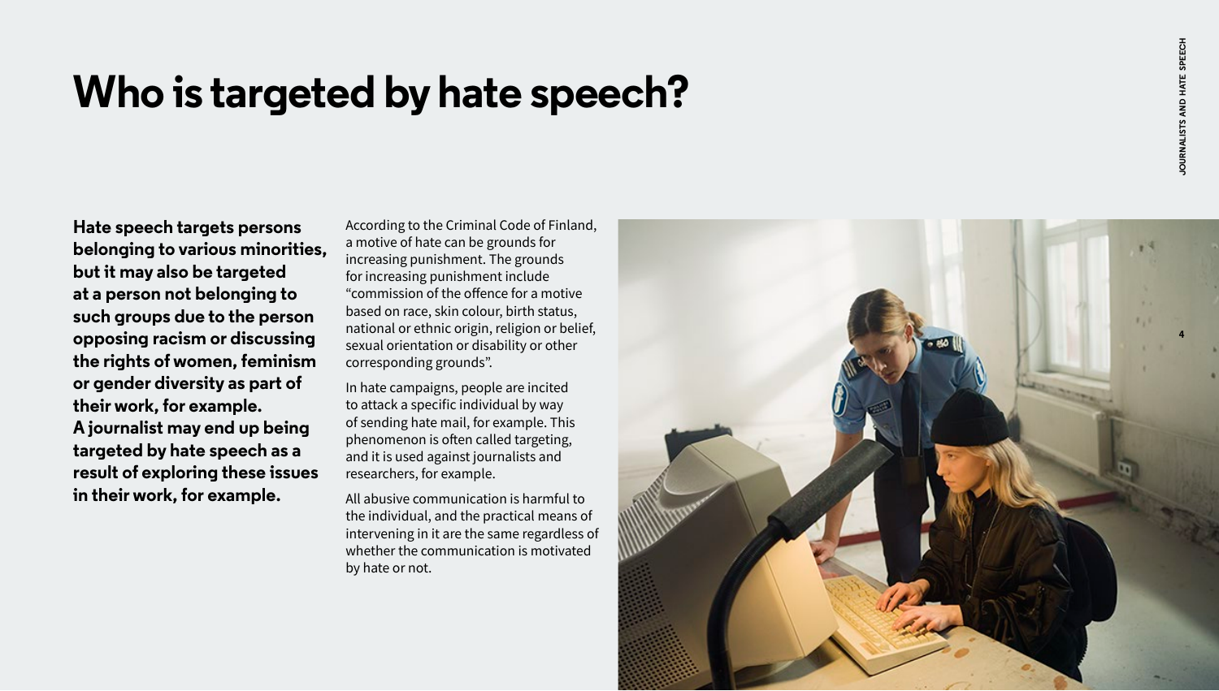# Who is targeted by hate speech?

**Hate speech targets persons belonging to various minorities, but it may also be targeted at a person not belonging to such groups due to the person opposing racism or discussing the rights of women, feminism or gender diversity as part of their work, for example. A journalist may end up being targeted by hate speech as a result of exploring these issues in their work, for example.**

According to the Criminal Code of Finland, a motive of hate can be grounds for increasing punishment. The grounds for increasing punishment include "commission of the offence for a motive based on race, skin colour, birth status, national or ethnic origin, religion or belief, sexual orientation or disability or other corresponding grounds".

In hate campaigns, people are incited to attack a specific individual by way of sending hate mail, for example. This phenomenon is often called targeting, and it is used against journalists and researchers, for example.

All abusive communication is harmful to the individual, and the practical means of intervening in it are the same regardless of whether the communication is motivated by hate or not.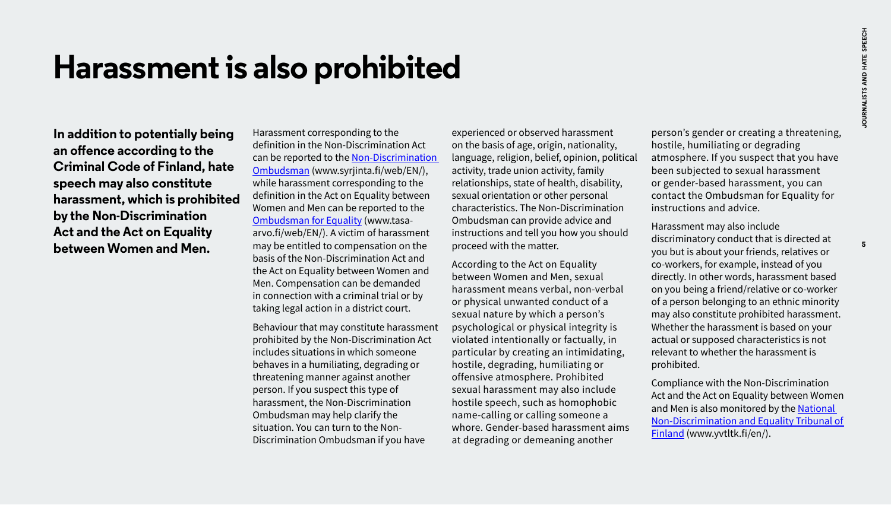# Harassment is also prohibited

**In addition to potentially being an offence according to the Criminal Code of Finland, hate speech may also constitute harassment, which is prohibited by the Non-Discrimination Act and the Act on Equality between Women and Men.**

Harassment corresponding to the definition in the Non-Discrimination Act can be reported to the [Non-Discrimination Ombudsman](http://www.syrjinta.fi/web/EN/) (www.syrjinta.fi/web/EN/), while harassment corresponding to the definition in the Act on Equality between Women and Men can be reported to the [Ombudsman for Equality](http://www.tasa-arvo.fi/web/EN/) (www.tasa-arvo.fi/web/EN/). A victim of harassment may be entitled to compensation on the basis of the Non-Discrimination Act and the Act on Equality between Women and Men. Compensation can be demanded in connection with a criminal trial or by taking legal action in a district court.

Behaviour that may constitute harassment prohibited by the Non-Discrimination Act includes situations in which someone behaves in a humiliating, degrading or threatening manner against another person. If you suspect this type of harassment, the Non-Discrimination Ombudsman may help clarify the situation. You can turn to the Non-Discrimination Ombudsman if you have experienced or observed harassment on the basis of age, origin, nationality, language, religion, belief, opinion, political activity, trade union activity, family relationships, state of health, disability, sexual orientation or other personal characteristics. The Non-Discrimination Ombudsman can provide advice and instructions and tell you how you should proceed with the matter.

According to the Act on Equality between Women and Men, sexual harassment means verbal, non-verbal or physical unwanted conduct of a sexual nature by which a person's psychological or physical integrity is violated intentionally or factually, in particular by creating an intimidating, hostile, degrading, humiliating or offensive atmosphere. Prohibited sexual harassment may also include hostile speech, such as homophobic name-calling or calling someone a whore. Gender-based harassment aims at degrading or demeaning another person's gender or creating a threatening, hostile, humiliating or degrading atmosphere. If you suspect that you have been subjected to sexual harassment or gender-based harassment, you can contact the Ombudsman for Equality for instructions and advice.

Harassment may also include discriminatory conduct that is directed at you but is about your friends, relatives or co-workers, for example, instead of you directly. In other words, harassment based on you being a friend/relative or co-worker of a person belonging to an ethnic minority may also constitute prohibited harassment. Whether the harassment is based on your actual or supposed characteristics is not relevant to whether the harassment is prohibited.

Compliance with the Non-Discrimination Act and the Act on Equality between Women and Men is also monitored by the [National Non-Discrimination and Equality Tribunal of Finland](http://www.yvtltk.fi/en/) (www.yvtltk.fi/en/).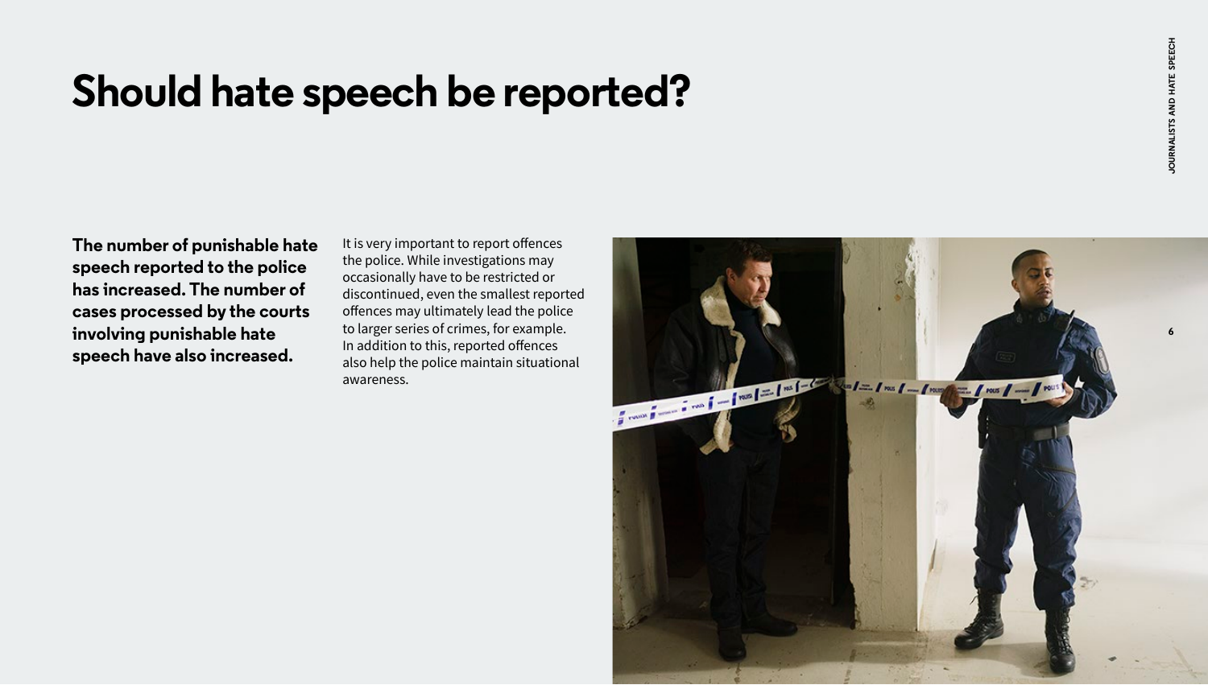# Should hate speech be reported?

**The number of punishable hate speech reported to the police has increased. The number of cases processed by the courts involving punishable hate speech have also increased.**

It is very important to report offences the police. While investigations may occasionally have to be restricted or discontinued, even the smallest reported offences may ultimately lead the police to larger series of crimes, for example. In addition to this, reported offences also help the police maintain situational awareness.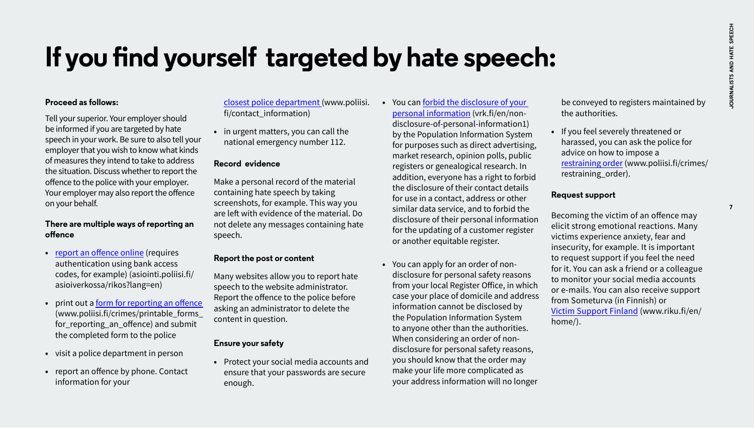# If you find yourself targeted by hate speech:

**Proceed as follows:**

Tell your superior. Your employer should be informed if you are targeted by hate speech in your work. Be sure to also tell your employer that you wish to know what kinds of measures they intend to take to address the situation. Discuss whether to report the offence to the police with your employer. Your employer may also report the offence on your behalf.

**There are multiple ways of reporting an offence**

- report an offence online (requires authentication using bank access codes, for example) (asiointi.poliisi.fi/asioiverkossa/rikos?lang=en)
- print out a form for reporting an offence (www.poliisi.fi/crimes/printable_forms_for_reporting_an_offence) and submit the completed form to the police
- visit a police department in person
- report an offence by phone. Contact information for your closest police department (www.poliisi.fi/contact_information)
- in urgent matters, you can call the national emergency number 112.

**Record evidence**

Make a personal record of the material containing hate speech by taking screenshots, for example. This way you are left with evidence of the material. Do not delete any messages containing hate speech.

**Report the post or content**

Many websites allow you to report hate speech to the website administrator. Report the offence to the police before asking an administrator to delete the content in question.

**Ensure your safety**

- Protect your social media accounts and ensure that your passwords are secure enough.
- You can forbid the disclosure of your personal information (vrk.fi/en/non-disclosure-of-personal-information1) by the Population Information System for purposes such as direct advertising, market research, opinion polls, public registers or genealogical research. In addition, everyone has a right to forbid the disclosure of their contact details for use in a contact, address or other similar data service, and to forbid the disclosure of their personal information for the updating of a customer register or another equitable register.
- You can apply for an order of non-disclosure for personal safety reasons from your local Register Office, in which case your place of domicile and address information cannot be disclosed by the Population Information System to anyone other than the authorities. When considering an order of non-disclosure for personal safety reasons, you should know that the order may make your life more complicated as your address information will no longer be conveyed to registers maintained by the authorities.
- If you feel severely threatened or harassed, you can ask the police for advice on how to impose a restraining order (www.poliisi.fi/crimes/restraining_order).

**Request support**

Becoming the victim of an offence may elicit strong emotional reactions. Many victims experience anxiety, fear and insecurity, for example. It is important to request support if you feel the need for it. You can ask a friend or a colleague to monitor your social media accounts or e-mails. You can also receive support from Someturva (in Finnish) or Victim Support Finland (www.riku.fi/en/home/).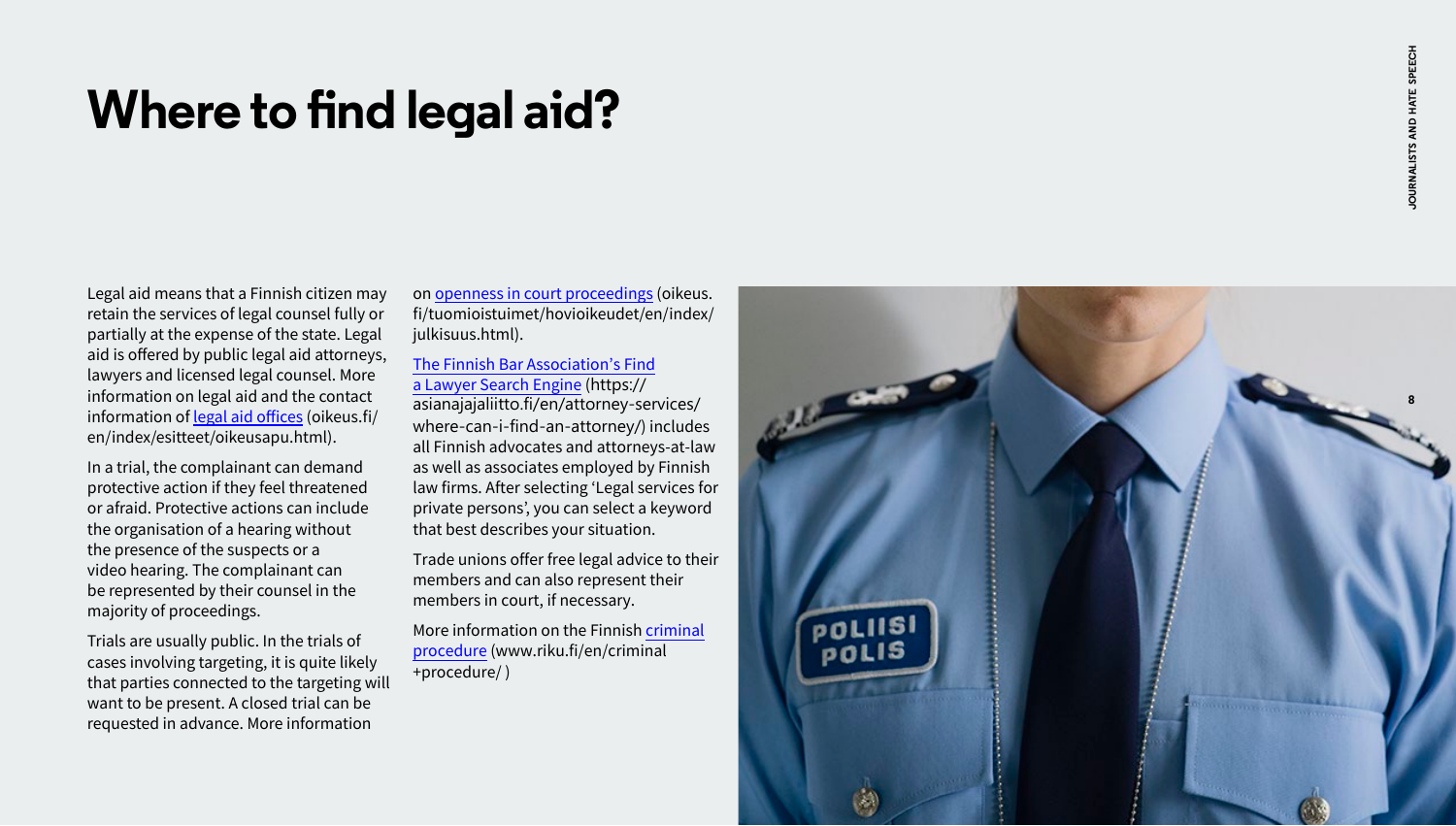# Where to find legal aid?

Legal aid means that a Finnish citizen may retain the services of legal counsel fully or partially at the expense of the state. Legal aid is offered by public legal aid attorneys, lawyers and licensed legal counsel. More information on legal aid and the contact information of legal aid offices (oikeus.fi/en/index/esitteet/oikeusapu.html).

In a trial, the complainant can demand protective action if they feel threatened or afraid. Protective actions can include the organisation of a hearing without the presence of the suspects or a video hearing. The complainant can be represented by their counsel in the majority of proceedings.

Trials are usually public. In the trials of cases involving targeting, it is quite likely that parties connected to the targeting will want to be present. A closed trial can be requested in advance. More information on openness in court proceedings (oikeus.fi/tuomioistuimet/hovioikeudet/en/index/julkisuus.html).

The Finnish Bar Association's Find a Lawyer Search Engine (https://asianajajaliitto.fi/en/attorney-services/where-can-i-find-an-attorney/) includes all Finnish advocates and attorneys-at-law as well as associates employed by Finnish law firms. After selecting 'Legal services for private persons', you can select a keyword that best describes your situation.

Trade unions offer free legal advice to their members and can also represent their members in court, if necessary.

More information on the Finnish criminal procedure (www.riku.fi/en/criminal+procedure/ )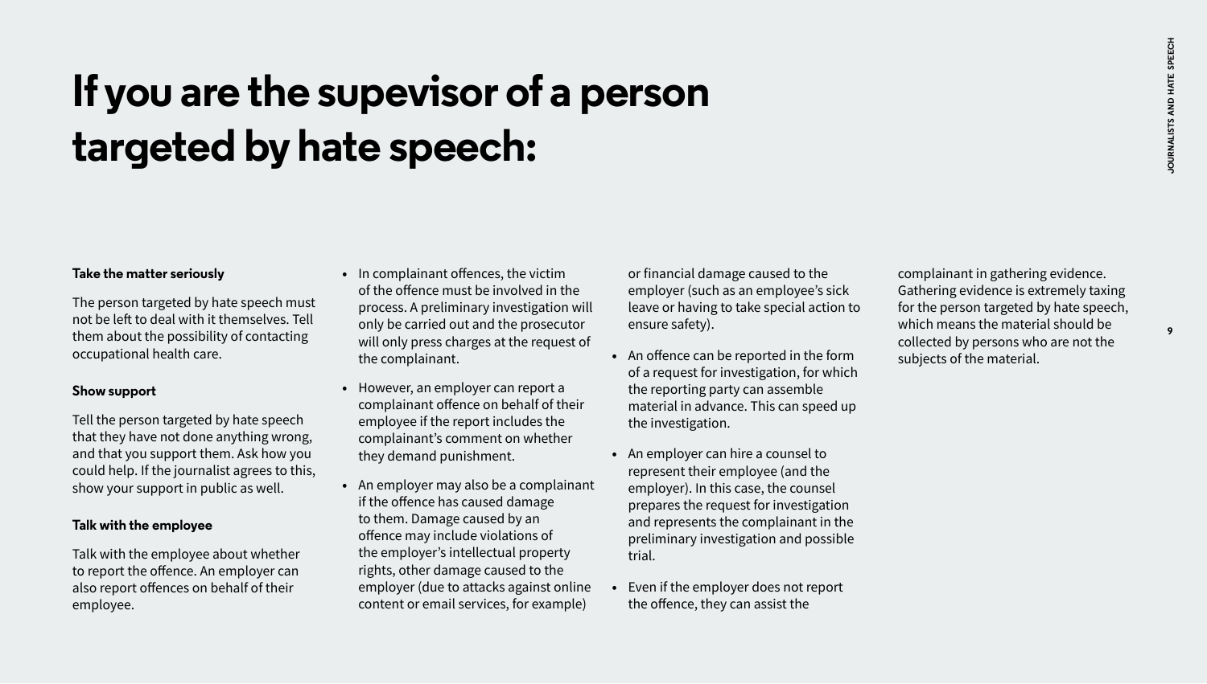# If you are the supevisor of a person targeted by hate speech:

**Take the matter seriously**

The person targeted by hate speech must not be left to deal with it themselves. Tell them about the possibility of contacting occupational health care.

**Show support**

Tell the person targeted by hate speech that they have not done anything wrong, and that you support them. Ask how you could help. If the journalist agrees to this, show your support in public as well.

**Talk with the employee**

Talk with the employee about whether to report the offence. An employer can also report offences on behalf of their employee.

- In complainant offences, the victim of the offence must be involved in the process. A preliminary investigation will only be carried out and the prosecutor will only press charges at the request of the complainant.
- However, an employer can report a complainant offence on behalf of their employee if the report includes the complainant's comment on whether they demand punishment.
- An employer may also be a complainant if the offence has caused damage to them. Damage caused by an offence may include violations of the employer's intellectual property rights, other damage caused to the employer (due to attacks against online content or email services, for example) or financial damage caused to the employer (such as an employee's sick leave or having to take special action to ensure safety).
- An offence can be reported in the form of a request for investigation, for which the reporting party can assemble material in advance. This can speed up the investigation.
- An employer can hire a counsel to represent their employee (and the employer). In this case, the counsel prepares the request for investigation and represents the complainant in the preliminary investigation and possible trial.
- Even if the employer does not report the offence, they can assist the complainant in gathering evidence. Gathering evidence is extremely taxing for the person targeted by hate speech, which means the material should be collected by persons who are not the subjects of the material.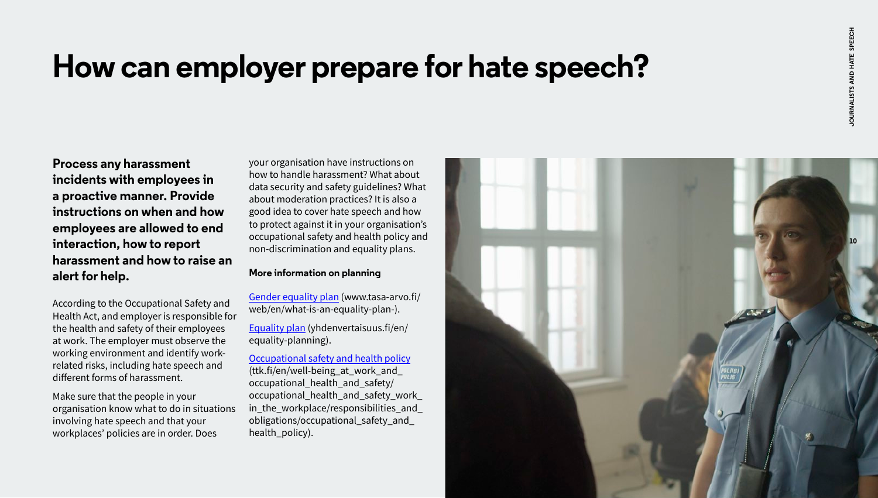# How can employer prepare for hate speech?

**Process any harassment incidents with employees in a proactive manner. Provide instructions on when and how employees are allowed to end interaction, how to report harassment and how to raise an alert for help.**

According to the Occupational Safety and Health Act, and employer is responsible for the health and safety of their employees at work. The employer must observe the working environment and identify work-related risks, including hate speech and different forms of harassment.

Make sure that the people in your organisation know what to do in situations involving hate speech and that your workplaces' policies are in order. Does your organisation have instructions on how to handle harassment? What about data security and safety guidelines? What about moderation practices? It is also a good idea to cover hate speech and how to protect against it in your organisation's occupational safety and health policy and non-discrimination and equality plans.

**More information on planning**

Gender equality plan (www.tasa-arvo.fi/web/en/what-is-an-equality-plan-).

Equality plan (yhdenvertaisuus.fi/en/equality-planning).

Occupational safety and health policy (ttk.fi/en/well-being_at_work_and_occupational_health_and_safety/occupational_health_and_safety_work_in_the_workplace/responsibilities_and_obligations/occupational_safety_and_health_policy).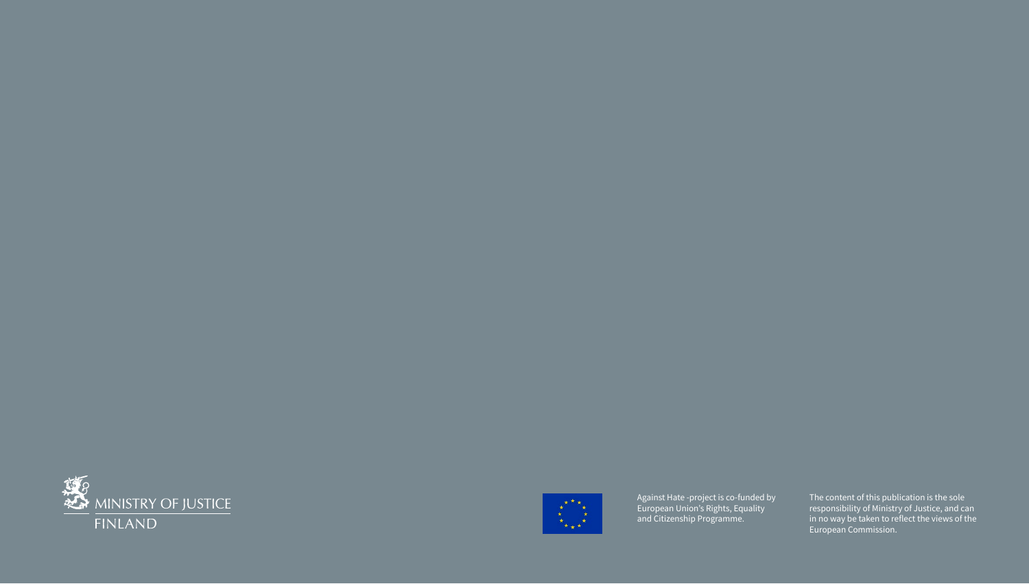MINISTRY OF JUSTICE
FINLAND

Against Hate -project is co-funded by European Union's Rights, Equality and Citizenship Programme.

The content of this publication is the sole responsibility of Ministry of Justice, and can in no way be taken to reflect the views of the European Commission.